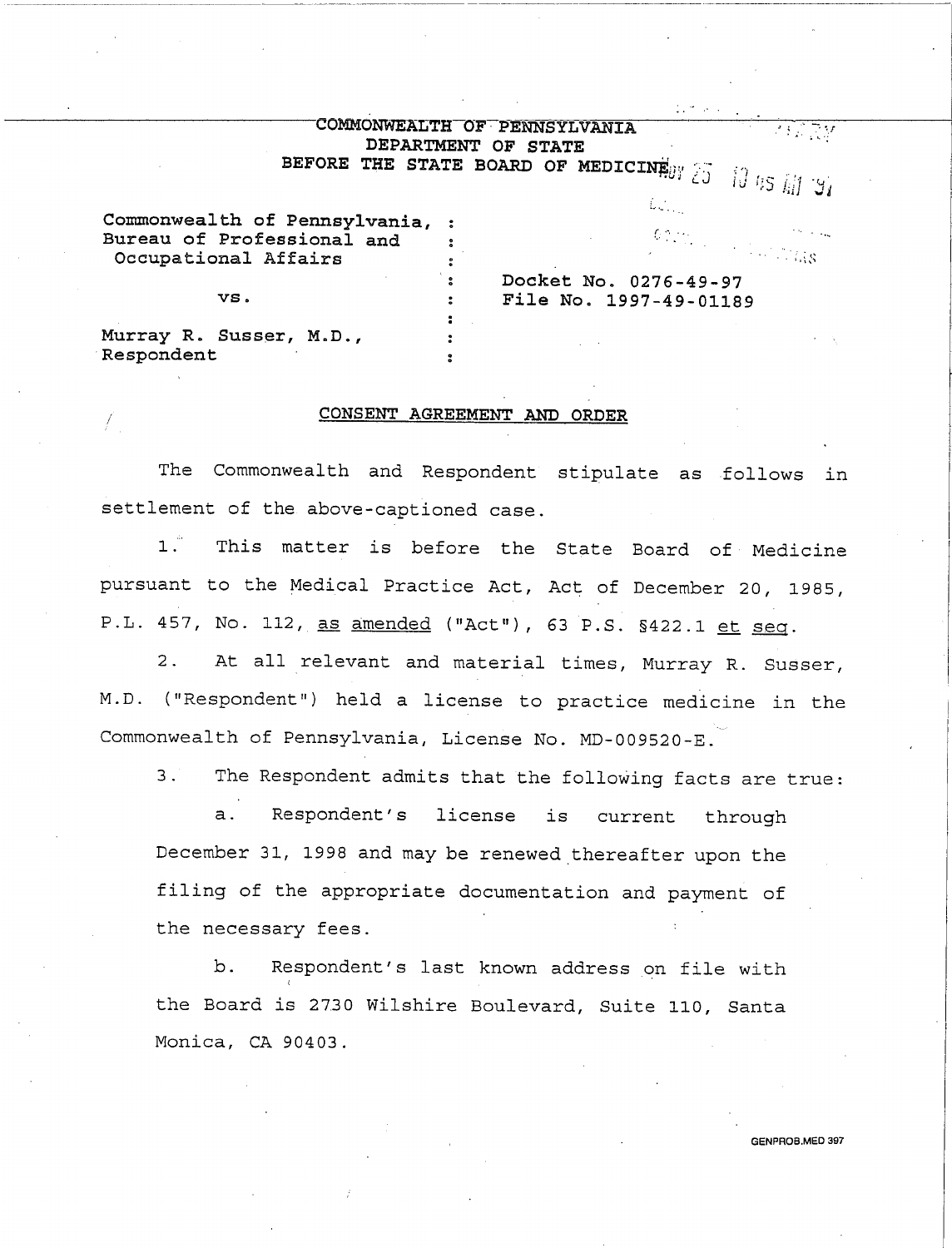COMMONWEALTH OF PENNSYLVANIA
DEPARTMENT OF STATE
BEFORE THE STATE BOARD OF MEDICINE

| | | |
|---|---|---|
| Commonwealth of Pennsylvania, Bureau of Professional and Occupational Affairs | : | Docket No. 0276-49-97 |
| vs. | : | File No. 1997-49-01189 |
| Murray R. Susser, M.D., Respondent | : | |

## CONSENT AGREEMENT AND ORDER

The Commonwealth and Respondent stipulate as follows in settlement of the above-captioned case.

1. This matter is before the State Board of Medicine pursuant to the Medical Practice Act, Act of December 20, 1985, P.L. 457, No. 112, as amended ("Act"), 63 P.S. §422.1 et seq.

2. At all relevant and material times, Murray R. Susser, M.D. ("Respondent") held a license to practice medicine in the Commonwealth of Pennsylvania, License No. MD-009520-E.

3. The Respondent admits that the following facts are true:

   a. Respondent's license is current through December 31, 1998 and may be renewed thereafter upon the filing of the appropriate documentation and payment of the necessary fees.

   b. Respondent's last known address on file with the Board is 2730 Wilshire Boulevard, Suite 110, Santa Monica, CA 90403.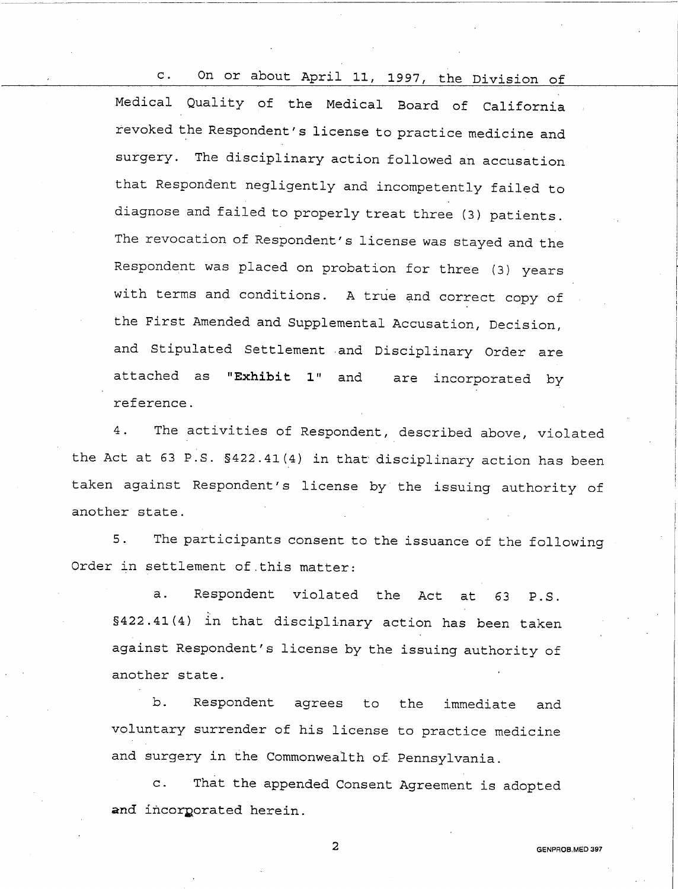c. On or about April 11, 1997, the Division of Medical Quality of the Medical Board of California revoked the Respondent's license to practice medicine and surgery. The disciplinary action followed an accusation that Respondent negligently and incompetently failed to diagnose and failed to properly treat three (3) patients. The revocation of Respondent's license was stayed and the Respondent was placed on probation for three (3) years with terms and conditions. A true and correct copy of the First Amended and Supplemental Accusation, Decision, and Stipulated Settlement and Disciplinary Order are attached as **"Exhibit 1"** and are incorporated by reference.

4. The activities of Respondent, described above, violated the Act at 63 P.S. §422.41(4) in that disciplinary action has been taken against Respondent's license by the issuing authority of another state.

5. The participants consent to the issuance of the following Order in settlement of this matter:

a. Respondent violated the Act at 63 P.S. §422.41(4) in that disciplinary action has been taken against Respondent's license by the issuing authority of another state.

b. Respondent agrees to the immediate and voluntary surrender of his license to practice medicine and surgery in the Commonwealth of Pennsylvania.

c. That the appended Consent Agreement is adopted and incorporated herein.

GENPROB.MED 397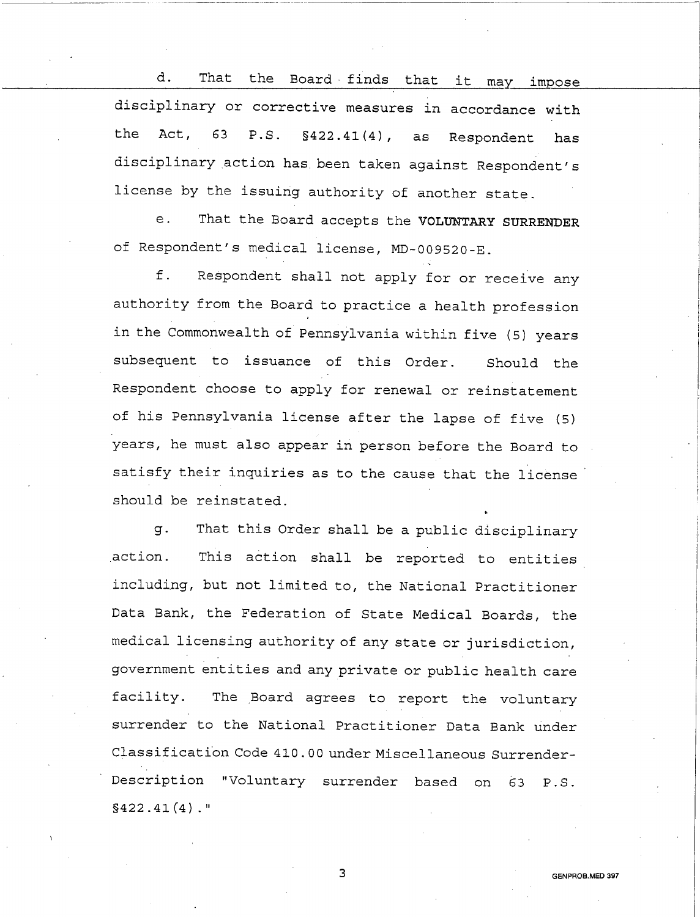d. That the Board finds that it may impose disciplinary or corrective measures in accordance with the Act, 63 P.S. §422.41(4), as Respondent has disciplinary action has been taken against Respondent's license by the issuing authority of another state.

e. That the Board accepts the **VOLUNTARY SURRENDER** of Respondent's medical license, MD-009520-E.

f. Respondent shall not apply for or receive any authority from the Board to practice a health profession in the Commonwealth of Pennsylvania within five (5) years subsequent to issuance of this Order. Should the Respondent choose to apply for renewal or reinstatement of his Pennsylvania license after the lapse of five (5) years, he must also appear in person before the Board to satisfy their inquiries as to the cause that the license should be reinstated.

g. That this Order shall be a public disciplinary action. This action shall be reported to entities including, but not limited to, the National Practitioner Data Bank, the Federation of State Medical Boards, the medical licensing authority of any state or jurisdiction, government entities and any private or public health care facility. The Board agrees to report the voluntary surrender to the National Practitioner Data Bank under Classification Code 410.00 under Miscellaneous Surrender- Description "Voluntary surrender based on 63 P.S. §422.41(4)."

GENPROB.MED 397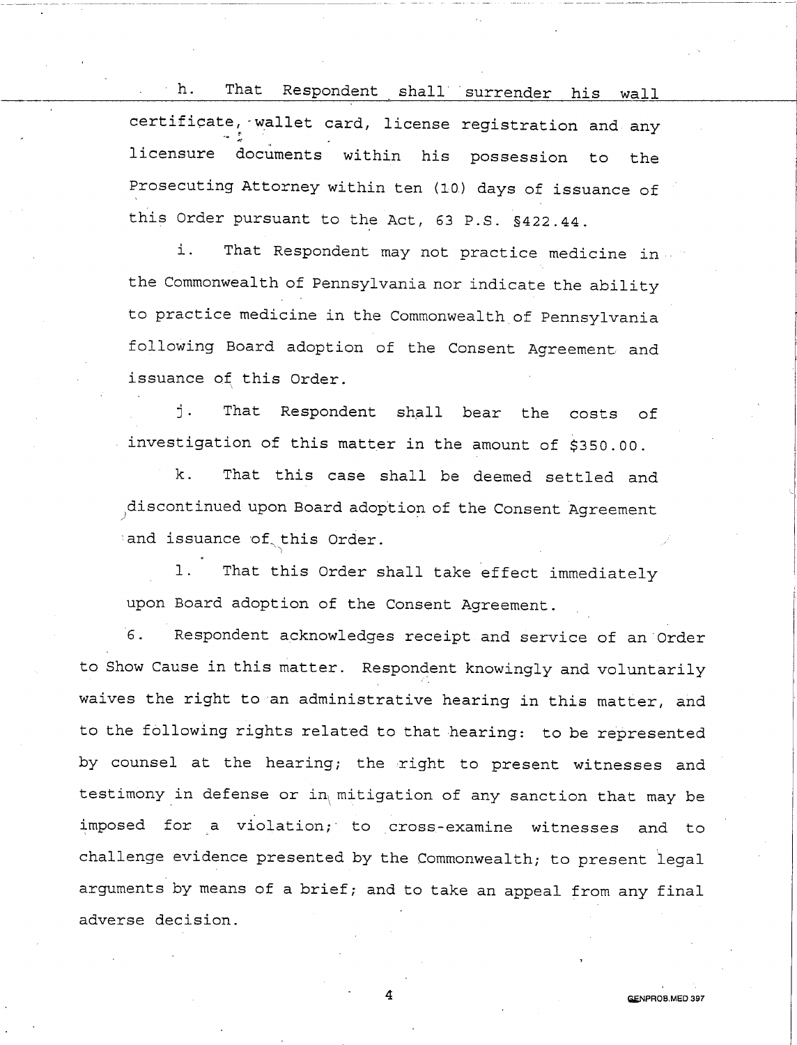h. That Respondent shall surrender his wall certificate, wallet card, license registration and any licensure documents within his possession to the Prosecuting Attorney within ten (10) days of issuance of this Order pursuant to the Act, 63 P.S. §422.44.

i. That Respondent may not practice medicine in the Commonwealth of Pennsylvania nor indicate the ability to practice medicine in the Commonwealth of Pennsylvania following Board adoption of the Consent Agreement and issuance of this Order.

j. That Respondent shall bear the costs of investigation of this matter in the amount of $350.00.

k. That this case shall be deemed settled and discontinued upon Board adoption of the Consent Agreement and issuance of this Order.

l. That this Order shall take effect immediately upon Board adoption of the Consent Agreement.

6. Respondent acknowledges receipt and service of an Order to Show Cause in this matter. Respondent knowingly and voluntarily waives the right to an administrative hearing in this matter, and to the following rights related to that hearing: to be represented by counsel at the hearing; the right to present witnesses and testimony in defense or in mitigation of any sanction that may be imposed for a violation; to cross-examine witnesses and to challenge evidence presented by the Commonwealth; to present legal arguments by means of a brief; and to take an appeal from any final adverse decision.

GENPROB.MED 397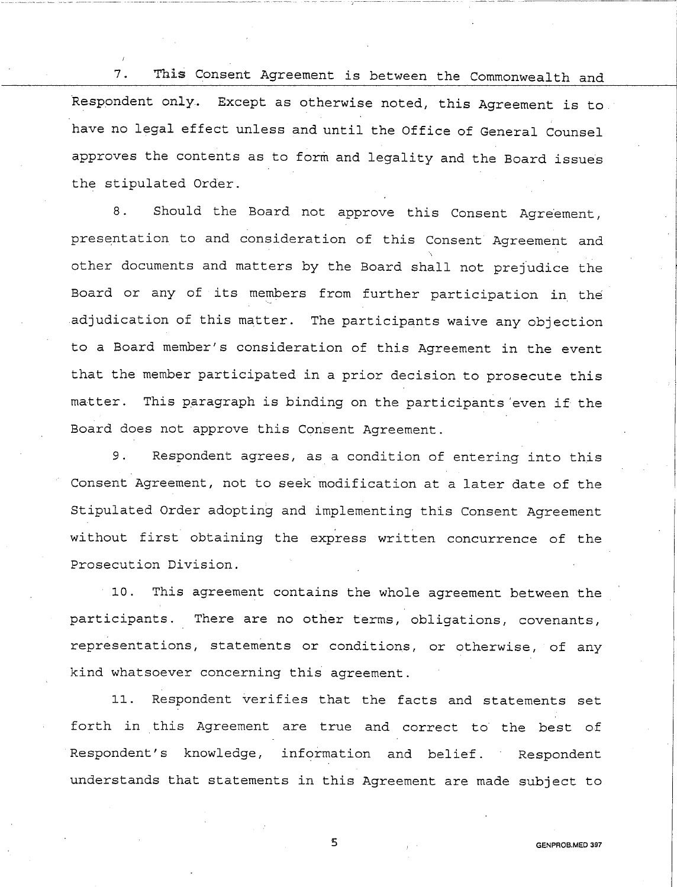7. This Consent Agreement is between the Commonwealth and Respondent only. Except as otherwise noted, this Agreement is to have no legal effect unless and until the Office of General Counsel approves the contents as to form and legality and the Board issues the stipulated Order.

8. Should the Board not approve this Consent Agreement, presentation to and consideration of this Consent Agreement and other documents and matters by the Board shall not prejudice the Board or any of its members from further participation in the adjudication of this matter. The participants waive any objection to a Board member's consideration of this Agreement in the event that the member participated in a prior decision to prosecute this matter. This paragraph is binding on the participants even if the Board does not approve this Consent Agreement.

9. Respondent agrees, as a condition of entering into this Consent Agreement, not to seek modification at a later date of the Stipulated Order adopting and implementing this Consent Agreement without first obtaining the express written concurrence of the Prosecution Division.

10. This agreement contains the whole agreement between the participants. There are no other terms, obligations, covenants, representations, statements or conditions, or otherwise, of any kind whatsoever concerning this agreement.

11. Respondent verifies that the facts and statements set forth in this Agreement are true and correct to the best of Respondent's knowledge, information and belief. Respondent understands that statements in this Agreement are made subject to

GENPROB.MED 397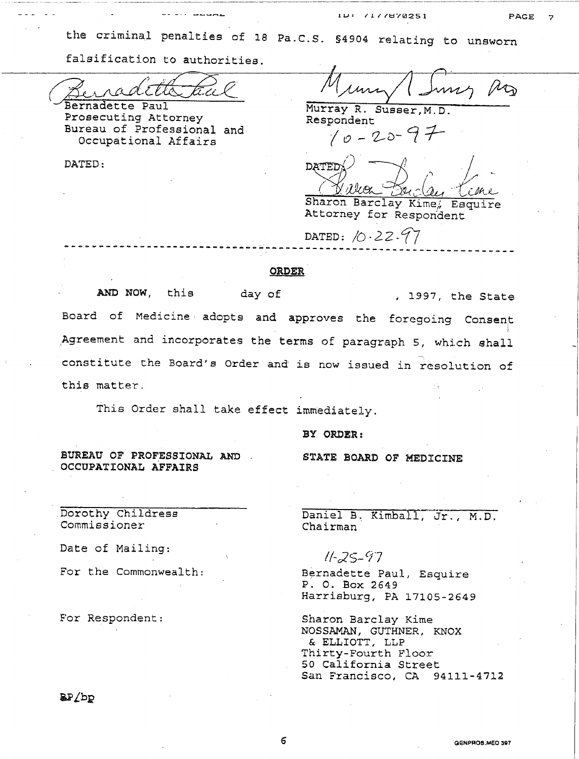the criminal penalties of 18 Pa.C.S. §4904 relating to unsworn falsification to authorities.

| | |
|---|---|
| Bernadette Paul<br>Prosecuting Attorney<br>Bureau of Professional and Occupational Affairs | Murray R. Susser, M.D.<br>Respondent<br>10-20-97 |
| DATED: | Sharon Barclay Kime, Esquire<br>Attorney for Respondent |
| | DATED: 10.22.97 |

---

**ORDER**

**AND NOW**, this day of , 1997, the State Board of Medicine adopts and approves the foregoing Consent Agreement and incorporates the terms of paragraph 5, which shall constitute the Board's Order and is now issued in resolution of this matter.

This Order shall take effect immediately.

**BY ORDER:**

| | |
|---|---|
| **BUREAU OF PROFESSIONAL AND OCCUPATIONAL AFFAIRS** | **STATE BOARD OF MEDICINE** |
| Dorothy Childress<br>Commissioner | Daniel B. Kimball, Jr., M.D.<br>Chairman |
| Date of Mailing: | 11-25-97 |
| For the Commonwealth: | Bernadette Paul, Esquire<br>P. O. Box 2649<br>Harrisburg, PA 17105-2649 |
| For Respondent: | Sharon Barclay Kime<br>NOSSAMAN, GUTHNER, KNOX & ELLIOTT, LLP<br>Thirty-Fourth Floor<br>50 California Street<br>San Francisco, CA 94111-4712 |

BP/bp

GENPROS.MED 397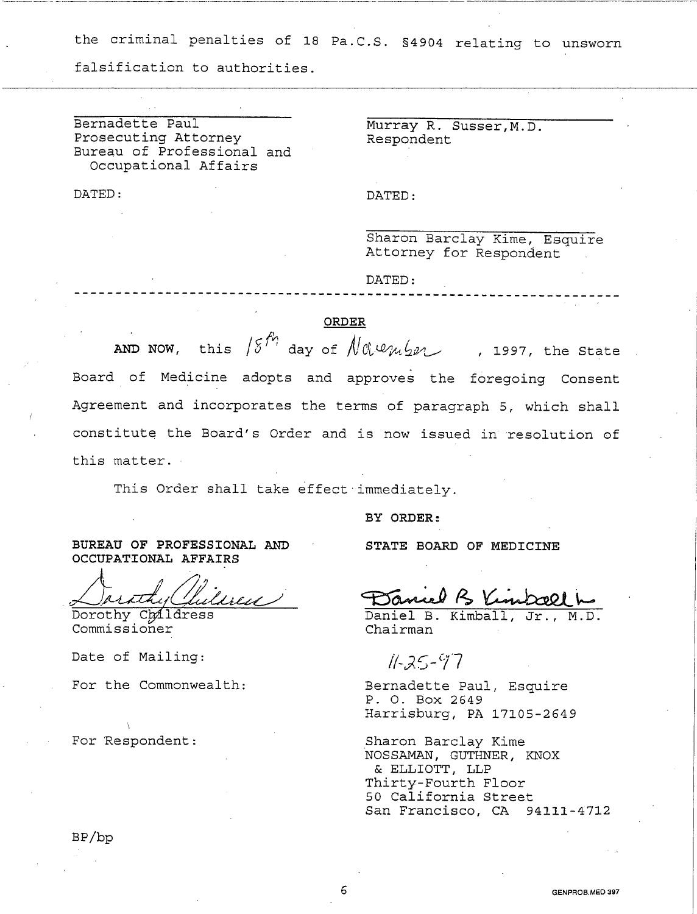the criminal penalties of 18 Pa.C.S. §4904 relating to unsworn falsification to authorities.

---

Bernadette Paul
Prosecuting Attorney
Bureau of Professional and Occupational Affairs

DATED:

Murray R. Susser, M.D.
Respondent

DATED:

Sharon Barclay Kime, Esquire
Attorney for Respondent

DATED:

---

**ORDER**

**AND NOW**, this 18th day of November, 1997, the State Board of Medicine adopts and approves the foregoing Consent Agreement and incorporates the terms of paragraph 5, which shall constitute the Board's Order and is now issued in resolution of this matter.

This Order shall take effect immediately.

**BY ORDER:**

**BUREAU OF PROFESSIONAL AND OCCUPATIONAL AFFAIRS**

Dorothy Childress
Commissioner

**STATE BOARD OF MEDICINE**

Daniel B. Kimball, Jr., M.D.
Chairman

Date of Mailing: 11-25-97

For the Commonwealth:

Bernadette Paul, Esquire
P. O. Box 2649
Harrisburg, PA 17105-2649

For Respondent:

Sharon Barclay Kime
NOSSAMAN, GUTHNER, KNOX & ELLIOTT, LLP
Thirty-Fourth Floor
50 California Street
San Francisco, CA 94111-4712

BP/bp

GENPROB.MED 397